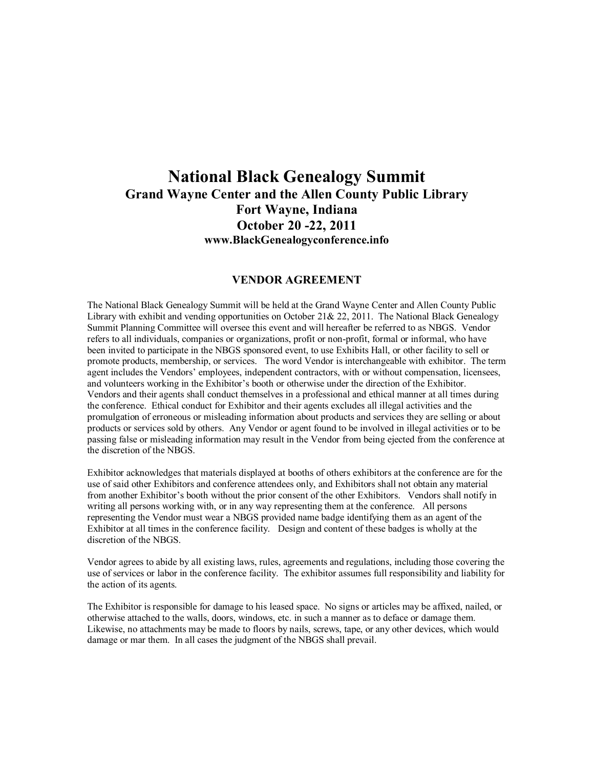# National Black Genealogy Summit

## Grand Wayne Center and the Allen County Public Library

## Fort Wayne, Indiana

## October 20 -22, 2011

**www.BlackGenealogyconference.info**

### VENDOR AGREEMENT

The National Black Genealogy Summit will be held at the Grand Wayne Center and Allen County Public Library with exhibit and vending opportunities on October 21& 22, 2011. The National Black Genealogy Summit Planning Committee will oversee this event and will hereafter be referred to as NBGS. Vendor refers to all individuals, companies or organizations, profit or non-profit, formal or informal, who have been invited to participate in the NBGS sponsored event, to use Exhibits Hall, or other facility to sell or promote products, membership, or services. The word Vendor is interchangeable with exhibitor. The term agent includes the Vendors' employees, independent contractors, with or without compensation, licensees, and volunteers working in the Exhibitor's booth or otherwise under the direction of the Exhibitor. Vendors and their agents shall conduct themselves in a professional and ethical manner at all times during the conference. Ethical conduct for Exhibitor and their agents excludes all illegal activities and the promulgation of erroneous or misleading information about products and services they are selling or about products or services sold by others. Any Vendor or agent found to be involved in illegal activities or to be passing false or misleading information may result in the Vendor from being ejected from the conference at the discretion of the NBGS.

Exhibitor acknowledges that materials displayed at booths of others exhibitors at the conference are for the use of said other Exhibitors and conference attendees only, and Exhibitors shall not obtain any material from another Exhibitor's booth without the prior consent of the other Exhibitors. Vendors shall notify in writing all persons working with, or in any way representing them at the conference. All persons representing the Vendor must wear a NBGS provided name badge identifying them as an agent of the Exhibitor at all times in the conference facility. Design and content of these badges is wholly at the discretion of the NBGS.

Vendor agrees to abide by all existing laws, rules, agreements and regulations, including those covering the use of services or labor in the conference facility. The exhibitor assumes full responsibility and liability for the action of its agents.

The Exhibitor is responsible for damage to his leased space. No signs or articles may be affixed, nailed, or otherwise attached to the walls, doors, windows, etc. in such a manner as to deface or damage them. Likewise, no attachments may be made to floors by nails, screws, tape, or any other devices, which would damage or mar them. In all cases the judgment of the NBGS shall prevail.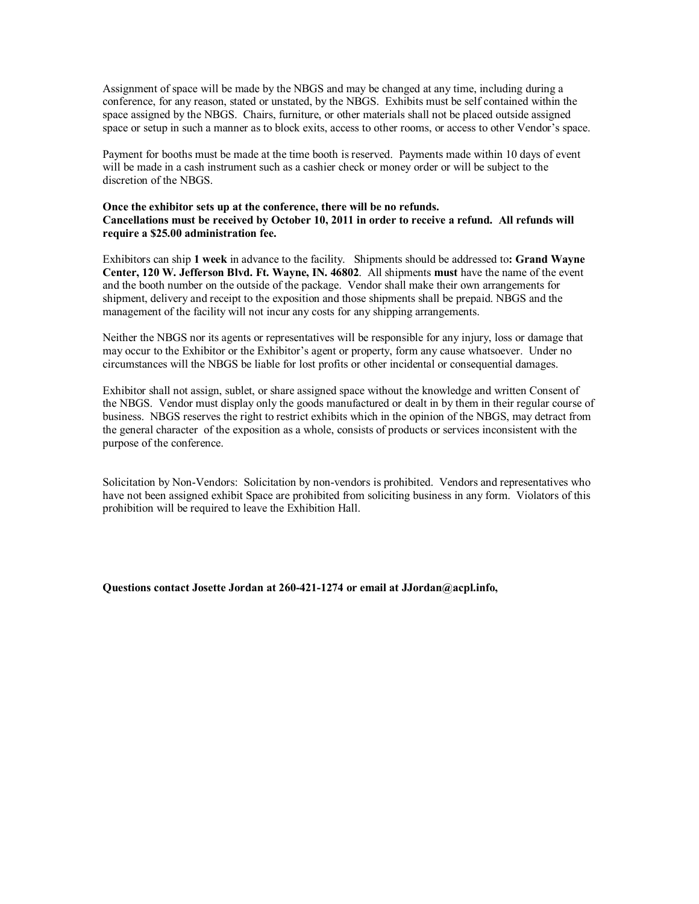Assignment of space will be made by the NBGS and may be changed at any time, including during a conference, for any reason, stated or unstated, by the NBGS. Exhibits must be self contained within the space assigned by the NBGS. Chairs, furniture, or other materials shall not be placed outside assigned space or setup in such a manner as to block exits, access to other rooms, or access to other Vendor's space.

Payment for booths must be made at the time booth is reserved. Payments made within 10 days of event will be made in a cash instrument such as a cashier check or money order or will be subject to the discretion of the NBGS.

**Once the exhibitor sets up at the conference, there will be no refunds.**
**Cancellations must be received by October 10, 2011 in order to receive a refund. All refunds will require a $25.00 administration fee.**

Exhibitors can ship **1 week** in advance to the facility. Shipments should be addressed to**: Grand Wayne Center, 120 W. Jefferson Blvd. Ft. Wayne, IN. 46802**. All shipments **must** have the name of the event and the booth number on the outside of the package. Vendor shall make their own arrangements for shipment, delivery and receipt to the exposition and those shipments shall be prepaid. NBGS and the management of the facility will not incur any costs for any shipping arrangements.

Neither the NBGS nor its agents or representatives will be responsible for any injury, loss or damage that may occur to the Exhibitor or the Exhibitor's agent or property, form any cause whatsoever. Under no circumstances will the NBGS be liable for lost profits or other incidental or consequential damages.

Exhibitor shall not assign, sublet, or share assigned space without the knowledge and written Consent of the NBGS. Vendor must display only the goods manufactured or dealt in by them in their regular course of business. NBGS reserves the right to restrict exhibits which in the opinion of the NBGS, may detract from the general character of the exposition as a whole, consists of products or services inconsistent with the purpose of the conference.

Solicitation by Non-Vendors: Solicitation by non-vendors is prohibited. Vendors and representatives who have not been assigned exhibit Space are prohibited from soliciting business in any form. Violators of this prohibition will be required to leave the Exhibition Hall.

**Questions contact Josette Jordan at 260-421-1274 or email at JJordan@acpl.info,**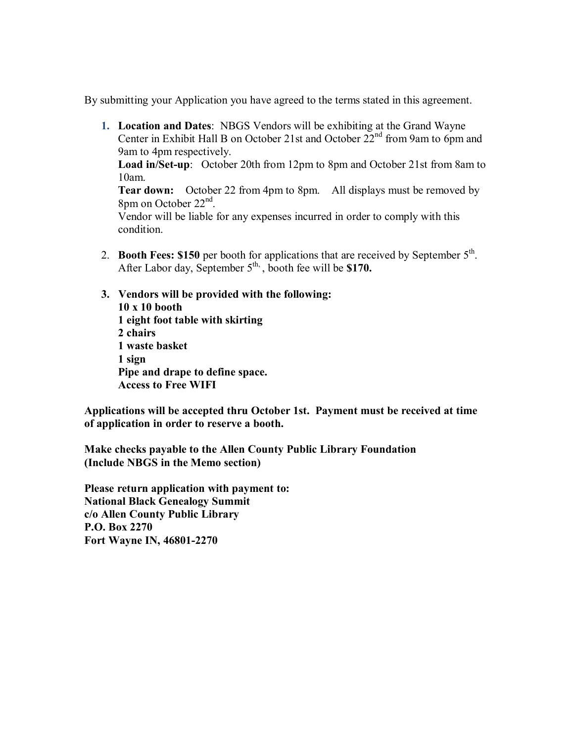By submitting your Application you have agreed to the terms stated in this agreement.

1. **Location and Dates**: NBGS Vendors will be exhibiting at the Grand Wayne Center in Exhibit Hall B on October 21st and October 22nd from 9am to 6pm and 9am to 4pm respectively.
   **Load in/Set-up**: October 20th from 12pm to 8pm and October 21st from 8am to 10am.
   **Tear down:** October 22 from 4pm to 8pm. All displays must be removed by 8pm on October 22nd.
   Vendor will be liable for any expenses incurred in order to comply with this condition.

2. **Booth Fees: $150** per booth for applications that are received by September 5th. After Labor day, September 5th, , booth fee will be **$170.**

3. **Vendors will be provided with the following:**
   **10 x 10 booth**
   **1 eight foot table with skirting**
   **2 chairs**
   **1 waste basket**
   **1 sign**
   **Pipe and drape to define space.**
   **Access to Free WIFI**

**Applications will be accepted thru October 1st. Payment must be received at time of application in order to reserve a booth.**

**Make checks payable to the Allen County Public Library Foundation**
**(Include NBGS in the Memo section)**

**Please return application with payment to:**
**National Black Genealogy Summit**
**c/o Allen County Public Library**
**P.O. Box 2270**
**Fort Wayne IN, 46801-2270**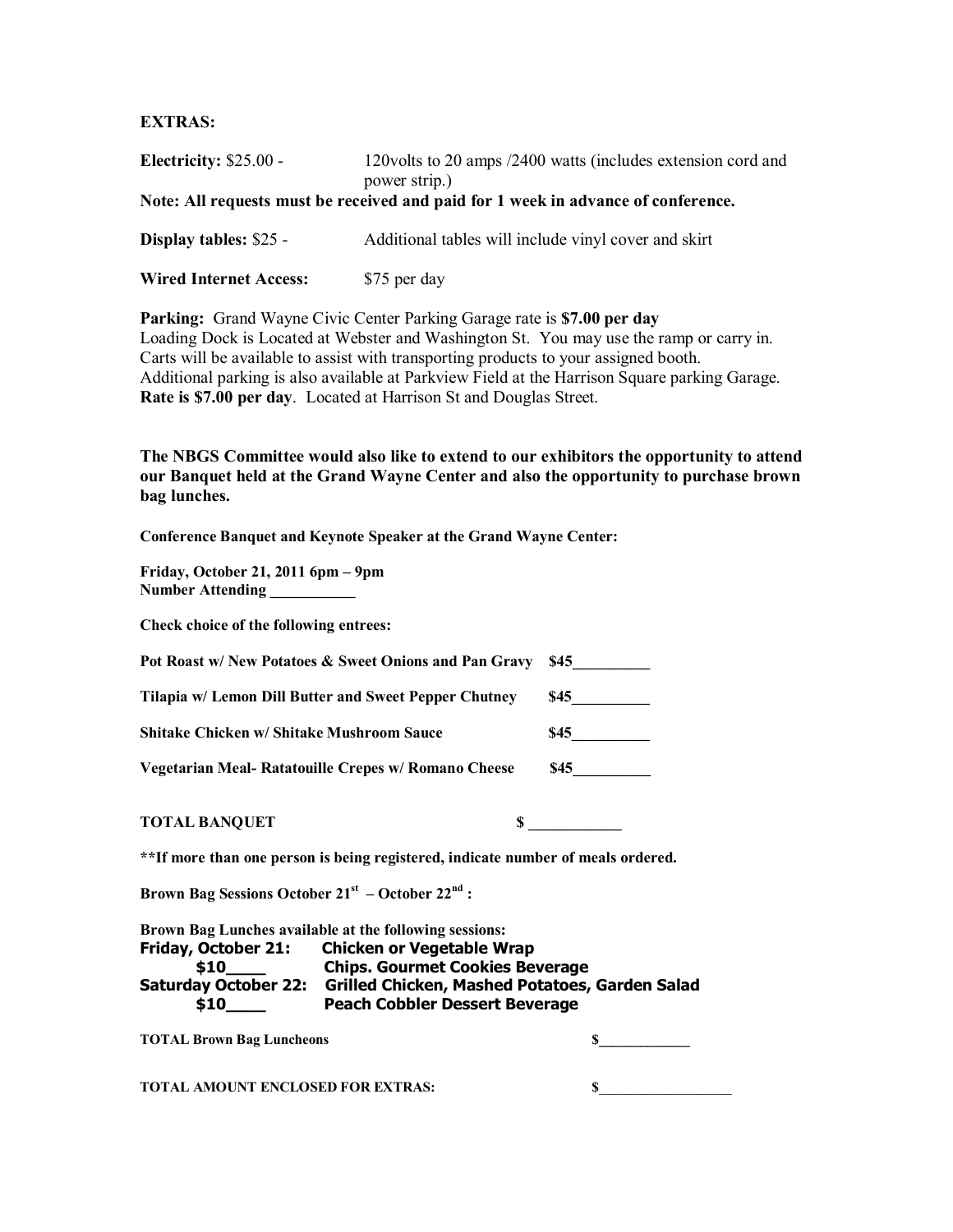**EXTRAS:**

**Electricity:** $25.00 - 120volts to 20 amps /2400 watts (includes extension cord and power strip.)

**Note: All requests must be received and paid for 1 week in advance of conference.**

**Display tables:** $25 - Additional tables will include vinyl cover and skirt

**Wired Internet Access:** $75 per day

**Parking:** Grand Wayne Civic Center Parking Garage rate is **$7.00 per day**
Loading Dock is Located at Webster and Washington St. You may use the ramp or carry in. Carts will be available to assist with transporting products to your assigned booth. Additional parking is also available at Parkview Field at the Harrison Square parking Garage. **Rate is $7.00 per day**. Located at Harrison St and Douglas Street.

**The NBGS Committee would also like to extend to our exhibitors the opportunity to attend our Banquet held at the Grand Wayne Center and also the opportunity to purchase brown bag lunches.**

**Conference Banquet and Keynote Speaker at the Grand Wayne Center:**

**Friday, October 21, 2011 6pm – 9pm**
**Number Attending ___________**

**Check choice of the following entrees:**

**Pot Roast w/ New Potatoes & Sweet Onions and Pan Gravy $45__________**

**Tilapia w/ Lemon Dill Butter and Sweet Pepper Chutney $45__________**

**Shitake Chicken w/ Shitake Mushroom Sauce $45__________**

**Vegetarian Meal- Ratatouille Crepes w/ Romano Cheese $45__________**

**TOTAL BANQUET $ ____________**

**\*\*If more than one person is being registered, indicate number of meals ordered.**

**Brown Bag Sessions October 21st – October 22nd :**

**Brown Bag Lunches available at the following sessions:**
**Friday, October 21: Chicken or Vegetable Wrap**
**$10____ Chips. Gourmet Cookies Beverage**
**Saturday October 22: Grilled Chicken, Mashed Potatoes, Garden Salad**
**$10____ Peach Cobbler Dessert Beverage**

**TOTAL Brown Bag Luncheons $____________**

**TOTAL AMOUNT ENCLOSED FOR EXTRAS: $__________________**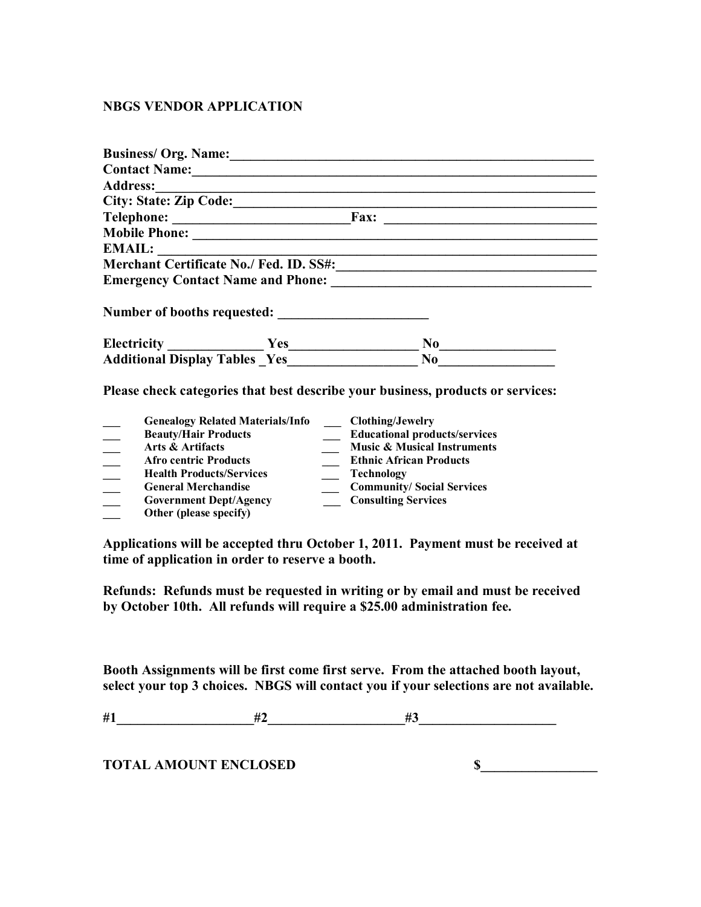**NBGS VENDOR APPLICATION**

**Business/ Org. Name:______________________________________________________**
**Contact Name:___________________________________________________________**
**Address:________________________________________________________________**
**City: State: Zip Code:____________________________________________________**
**Telephone: __________________________Fax: ________________________________**
**Mobile Phone: __________________________________________________________**
**EMAIL: ________________________________________________________________**
**Merchant Certificate No./ Fed. ID. SS#:______________________________________**
**Emergency Contact Name and Phone: ____________________________________**

**Number of booths requested: ______________________**

**Electricity ______________ Yes___________________ No_________________**
**Additional Display Tables _Yes___________________ No_________________**

**Please check categories that best describe your business, products or services:**

**___ Genealogy Related Materials/Info**
**___ Beauty/Hair Products**
**___ Arts & Artifacts**
**___ Afro centric Products**
**___ Health Products/Services**
**___ General Merchandise**
**___ Government Dept/Agency**
**___ Other (please specify)**
**___ Clothing/Jewelry**
**___ Educational products/services**
**___ Music & Musical Instruments**
**___ Ethnic African Products**
**___ Technology**
**___ Community/ Social Services**
**___ Consulting Services**

**Applications will be accepted thru October 1, 2011. Payment must be received at time of application in order to reserve a booth.**

**Refunds: Refunds must be requested in writing or by email and must be received by October 10th. All refunds will require a $25.00 administration fee.**

**Booth Assignments will be first come first serve. From the attached booth layout, select your top 3 choices. NBGS will contact you if your selections are not available.**

**#1____________________#2____________________#3____________________**

**TOTAL AMOUNT ENCLOSED $_________________**